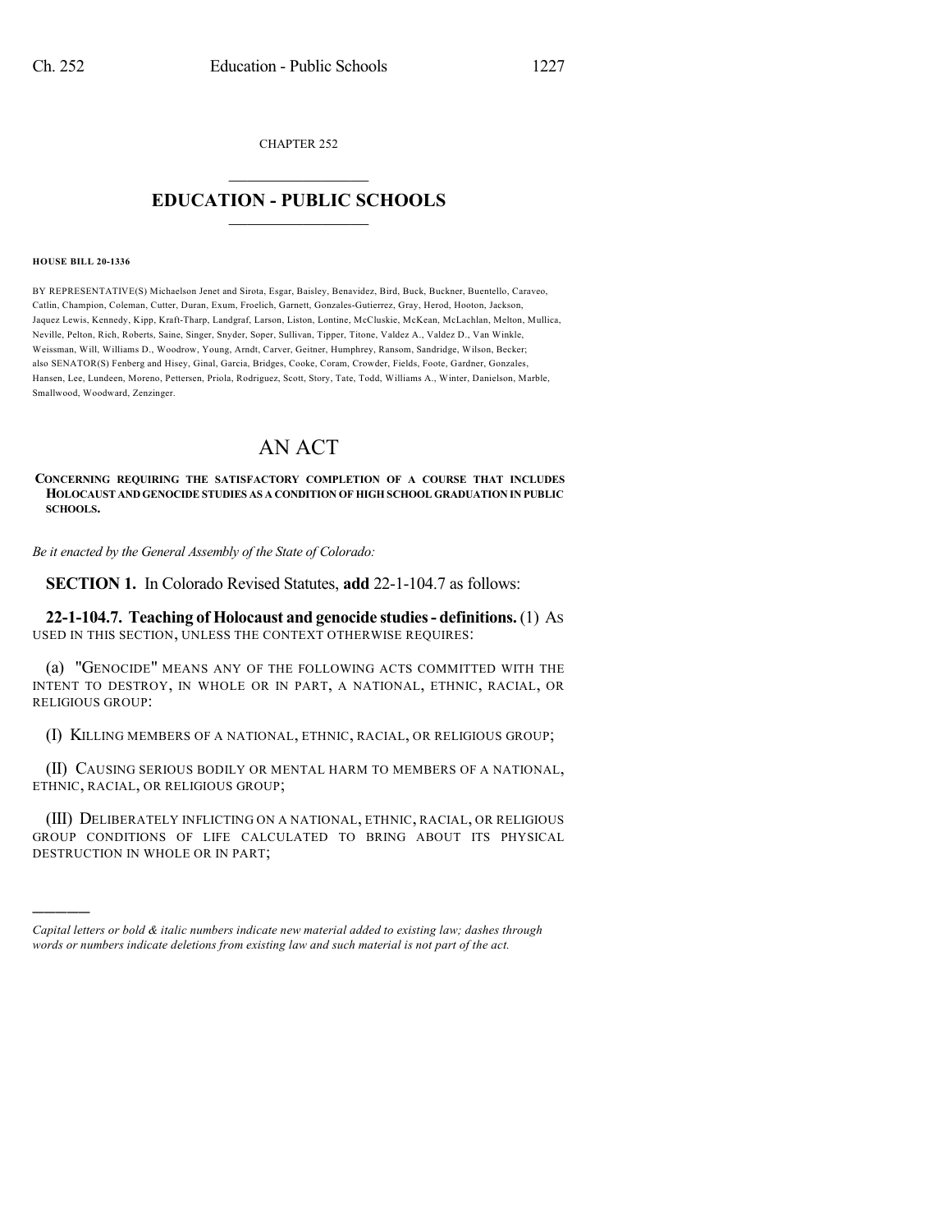CHAPTER 252

# EDUCATION - PUBLIC SCHOOLS

**HOUSE BILL 20-1336**

BY REPRESENTATIVE(S) Michaelson Jenet and Sirota, Esgar, Baisley, Benavidez, Bird, Buck, Buckner, Buentello, Caraveo, Catlin, Champion, Coleman, Cutter, Duran, Exum, Froelich, Garnett, Gonzales-Gutierrez, Gray, Herod, Hooton, Jackson, Jaquez Lewis, Kennedy, Kipp, Kraft-Tharp, Landgraf, Larson, Liston, Lontine, McCluskie, McKean, McLachlan, Melton, Mullica, Neville, Pelton, Rich, Roberts, Saine, Singer, Snyder, Soper, Sullivan, Tipper, Titone, Valdez A., Valdez D., Van Winkle, Weissman, Will, Williams D., Woodrow, Young, Arndt, Carver, Geitner, Humphrey, Ransom, Sandridge, Wilson, Becker; also SENATOR(S) Fenberg and Hisey, Ginal, Garcia, Bridges, Cooke, Coram, Crowder, Fields, Foote, Gardner, Gonzales, Hansen, Lee, Lundeen, Moreno, Pettersen, Priola, Rodriguez, Scott, Story, Tate, Todd, Williams A., Winter, Danielson, Marble, Smallwood, Woodward, Zenzinger.

# AN ACT

**CONCERNING REQUIRING THE SATISFACTORY COMPLETION OF A COURSE THAT INCLUDES HOLOCAUST AND GENOCIDE STUDIES AS A CONDITION OF HIGH SCHOOL GRADUATION IN PUBLIC SCHOOLS.**

*Be it enacted by the General Assembly of the State of Colorado:*

**SECTION 1.** In Colorado Revised Statutes, **add** 22-1-104.7 as follows:

**22-1-104.7. Teaching of Holocaust and genocide studies - definitions.** (1) AS USED IN THIS SECTION, UNLESS THE CONTEXT OTHERWISE REQUIRES:

(a) "GENOCIDE" MEANS ANY OF THE FOLLOWING ACTS COMMITTED WITH THE INTENT TO DESTROY, IN WHOLE OR IN PART, A NATIONAL, ETHNIC, RACIAL, OR RELIGIOUS GROUP:

(I) KILLING MEMBERS OF A NATIONAL, ETHNIC, RACIAL, OR RELIGIOUS GROUP;

(II) CAUSING SERIOUS BODILY OR MENTAL HARM TO MEMBERS OF A NATIONAL, ETHNIC, RACIAL, OR RELIGIOUS GROUP;

(III) DELIBERATELY INFLICTING ON A NATIONAL, ETHNIC, RACIAL, OR RELIGIOUS GROUP CONDITIONS OF LIFE CALCULATED TO BRING ABOUT ITS PHYSICAL DESTRUCTION IN WHOLE OR IN PART;

---

*Capital letters or bold & italic numbers indicate new material added to existing law; dashes through words or numbers indicate deletions from existing law and such material is not part of the act.*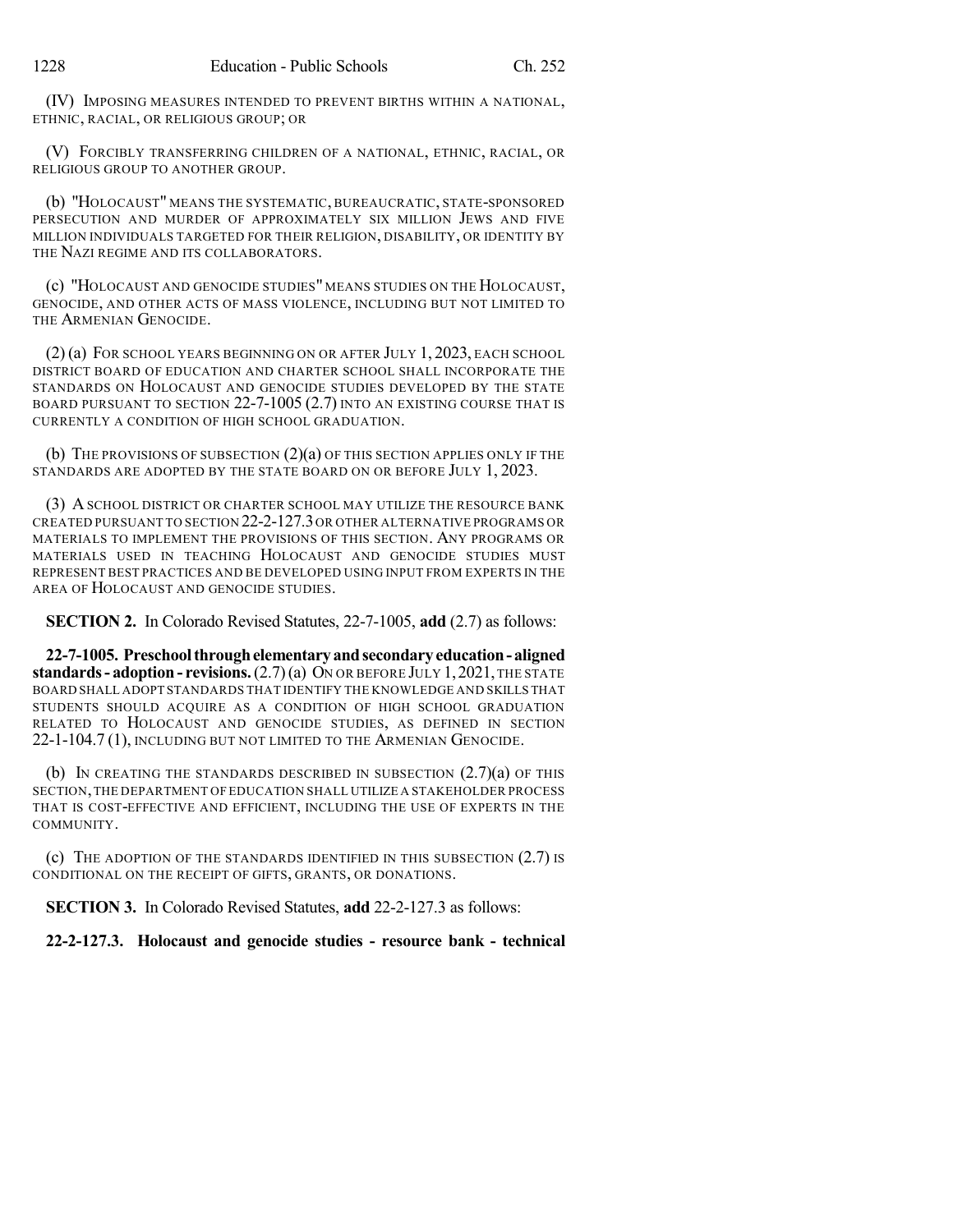(IV) IMPOSING MEASURES INTENDED TO PREVENT BIRTHS WITHIN A NATIONAL, ETHNIC, RACIAL, OR RELIGIOUS GROUP; OR

(V) FORCIBLY TRANSFERRING CHILDREN OF A NATIONAL, ETHNIC, RACIAL, OR RELIGIOUS GROUP TO ANOTHER GROUP.

(b) "HOLOCAUST" MEANS THE SYSTEMATIC, BUREAUCRATIC, STATE-SPONSORED PERSECUTION AND MURDER OF APPROXIMATELY SIX MILLION JEWS AND FIVE MILLION INDIVIDUALS TARGETED FOR THEIR RELIGION, DISABILITY, OR IDENTITY BY THE NAZI REGIME AND ITS COLLABORATORS.

(c) "HOLOCAUST AND GENOCIDE STUDIES" MEANS STUDIES ON THE HOLOCAUST, GENOCIDE, AND OTHER ACTS OF MASS VIOLENCE, INCLUDING BUT NOT LIMITED TO THE ARMENIAN GENOCIDE.

(2) (a) FOR SCHOOL YEARS BEGINNING ON OR AFTER JULY 1, 2023, EACH SCHOOL DISTRICT BOARD OF EDUCATION AND CHARTER SCHOOL SHALL INCORPORATE THE STANDARDS ON HOLOCAUST AND GENOCIDE STUDIES DEVELOPED BY THE STATE BOARD PURSUANT TO SECTION 22-7-1005 (2.7) INTO AN EXISTING COURSE THAT IS CURRENTLY A CONDITION OF HIGH SCHOOL GRADUATION.

(b) THE PROVISIONS OF SUBSECTION (2)(a) OF THIS SECTION APPLIES ONLY IF THE STANDARDS ARE ADOPTED BY THE STATE BOARD ON OR BEFORE JULY 1, 2023.

(3) A SCHOOL DISTRICT OR CHARTER SCHOOL MAY UTILIZE THE RESOURCE BANK CREATED PURSUANT TO SECTION 22-2-127.3 OR OTHER ALTERNATIVE PROGRAMS OR MATERIALS TO IMPLEMENT THE PROVISIONS OF THIS SECTION. ANY PROGRAMS OR MATERIALS USED IN TEACHING HOLOCAUST AND GENOCIDE STUDIES MUST REPRESENT BEST PRACTICES AND BE DEVELOPED USING INPUT FROM EXPERTS IN THE AREA OF HOLOCAUST AND GENOCIDE STUDIES.

**SECTION 2.** In Colorado Revised Statutes, 22-7-1005, **add** (2.7) as follows:

**22-7-1005. Preschool through elementary and secondary education - aligned standards - adoption - revisions.** (2.7) (a) ON OR BEFORE JULY 1, 2021, THE STATE BOARD SHALL ADOPT STANDARDS THAT IDENTIFY THE KNOWLEDGE AND SKILLS THAT STUDENTS SHOULD ACQUIRE AS A CONDITION OF HIGH SCHOOL GRADUATION RELATED TO HOLOCAUST AND GENOCIDE STUDIES, AS DEFINED IN SECTION 22-1-104.7 (1), INCLUDING BUT NOT LIMITED TO THE ARMENIAN GENOCIDE.

(b) IN CREATING THE STANDARDS DESCRIBED IN SUBSECTION (2.7)(a) OF THIS SECTION, THE DEPARTMENT OF EDUCATION SHALL UTILIZE A STAKEHOLDER PROCESS THAT IS COST-EFFECTIVE AND EFFICIENT, INCLUDING THE USE OF EXPERTS IN THE COMMUNITY.

(c) THE ADOPTION OF THE STANDARDS IDENTIFIED IN THIS SUBSECTION (2.7) IS CONDITIONAL ON THE RECEIPT OF GIFTS, GRANTS, OR DONATIONS.

**SECTION 3.** In Colorado Revised Statutes, **add** 22-2-127.3 as follows:

**22-2-127.3. Holocaust and genocide studies - resource bank - technical**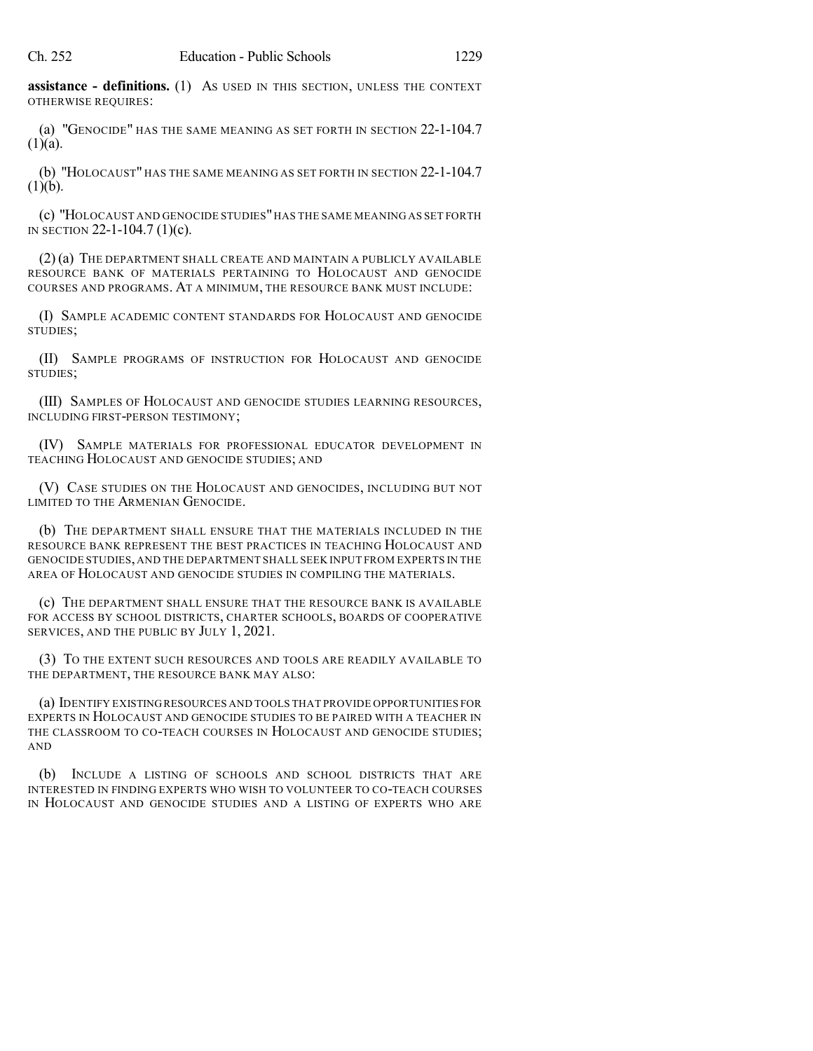**assistance - definitions.** (1) AS USED IN THIS SECTION, UNLESS THE CONTEXT OTHERWISE REQUIRES:

(a) "GENOCIDE" HAS THE SAME MEANING AS SET FORTH IN SECTION 22-1-104.7 (1)(a).

(b) "HOLOCAUST" HAS THE SAME MEANING AS SET FORTH IN SECTION 22-1-104.7 (1)(b).

(c) "HOLOCAUST AND GENOCIDE STUDIES" HAS THE SAME MEANING AS SET FORTH IN SECTION 22-1-104.7 (1)(c).

(2) (a) THE DEPARTMENT SHALL CREATE AND MAINTAIN A PUBLICLY AVAILABLE RESOURCE BANK OF MATERIALS PERTAINING TO HOLOCAUST AND GENOCIDE COURSES AND PROGRAMS. AT A MINIMUM, THE RESOURCE BANK MUST INCLUDE:

(I) SAMPLE ACADEMIC CONTENT STANDARDS FOR HOLOCAUST AND GENOCIDE STUDIES;

(II) SAMPLE PROGRAMS OF INSTRUCTION FOR HOLOCAUST AND GENOCIDE STUDIES;

(III) SAMPLES OF HOLOCAUST AND GENOCIDE STUDIES LEARNING RESOURCES, INCLUDING FIRST-PERSON TESTIMONY;

(IV) SAMPLE MATERIALS FOR PROFESSIONAL EDUCATOR DEVELOPMENT IN TEACHING HOLOCAUST AND GENOCIDE STUDIES; AND

(V) CASE STUDIES ON THE HOLOCAUST AND GENOCIDES, INCLUDING BUT NOT LIMITED TO THE ARMENIAN GENOCIDE.

(b) THE DEPARTMENT SHALL ENSURE THAT THE MATERIALS INCLUDED IN THE RESOURCE BANK REPRESENT THE BEST PRACTICES IN TEACHING HOLOCAUST AND GENOCIDE STUDIES, AND THE DEPARTMENT SHALL SEEK INPUT FROM EXPERTS IN THE AREA OF HOLOCAUST AND GENOCIDE STUDIES IN COMPILING THE MATERIALS.

(c) THE DEPARTMENT SHALL ENSURE THAT THE RESOURCE BANK IS AVAILABLE FOR ACCESS BY SCHOOL DISTRICTS, CHARTER SCHOOLS, BOARDS OF COOPERATIVE SERVICES, AND THE PUBLIC BY JULY 1, 2021.

(3) TO THE EXTENT SUCH RESOURCES AND TOOLS ARE READILY AVAILABLE TO THE DEPARTMENT, THE RESOURCE BANK MAY ALSO:

(a) IDENTIFY EXISTING RESOURCES AND TOOLS THAT PROVIDE OPPORTUNITIES FOR EXPERTS IN HOLOCAUST AND GENOCIDE STUDIES TO BE PAIRED WITH A TEACHER IN THE CLASSROOM TO CO-TEACH COURSES IN HOLOCAUST AND GENOCIDE STUDIES; AND

(b) INCLUDE A LISTING OF SCHOOLS AND SCHOOL DISTRICTS THAT ARE INTERESTED IN FINDING EXPERTS WHO WISH TO VOLUNTEER TO CO-TEACH COURSES IN HOLOCAUST AND GENOCIDE STUDIES AND A LISTING OF EXPERTS WHO ARE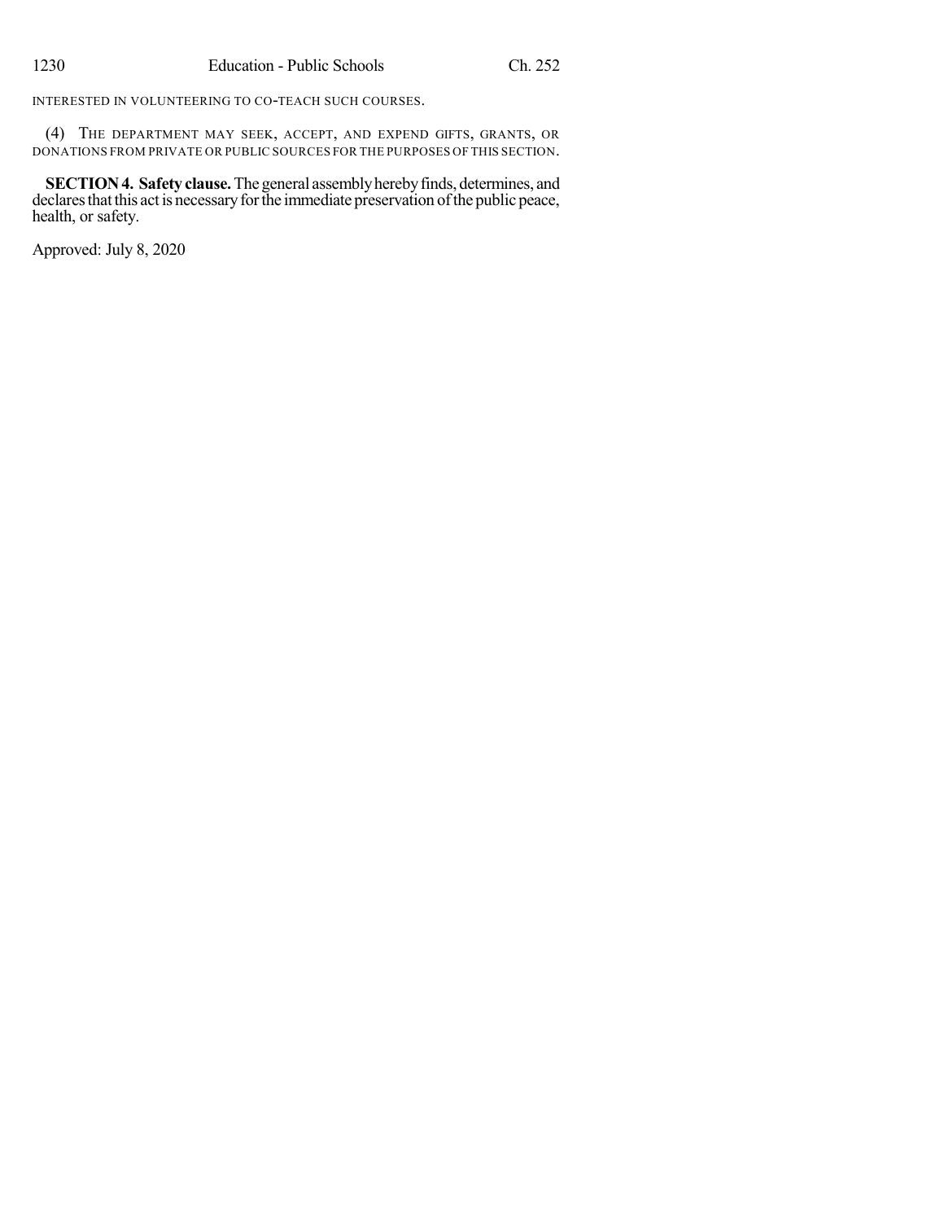INTERESTED IN VOLUNTEERING TO CO-TEACH SUCH COURSES.

(4) THE DEPARTMENT MAY SEEK, ACCEPT, AND EXPEND GIFTS, GRANTS, OR DONATIONS FROM PRIVATE OR PUBLIC SOURCES FOR THE PURPOSES OF THIS SECTION.

**SECTION 4. Safety clause.** The general assembly hereby finds, determines, and declares that this act is necessary for the immediate preservation of the public peace, health, or safety.

Approved: July 8, 2020